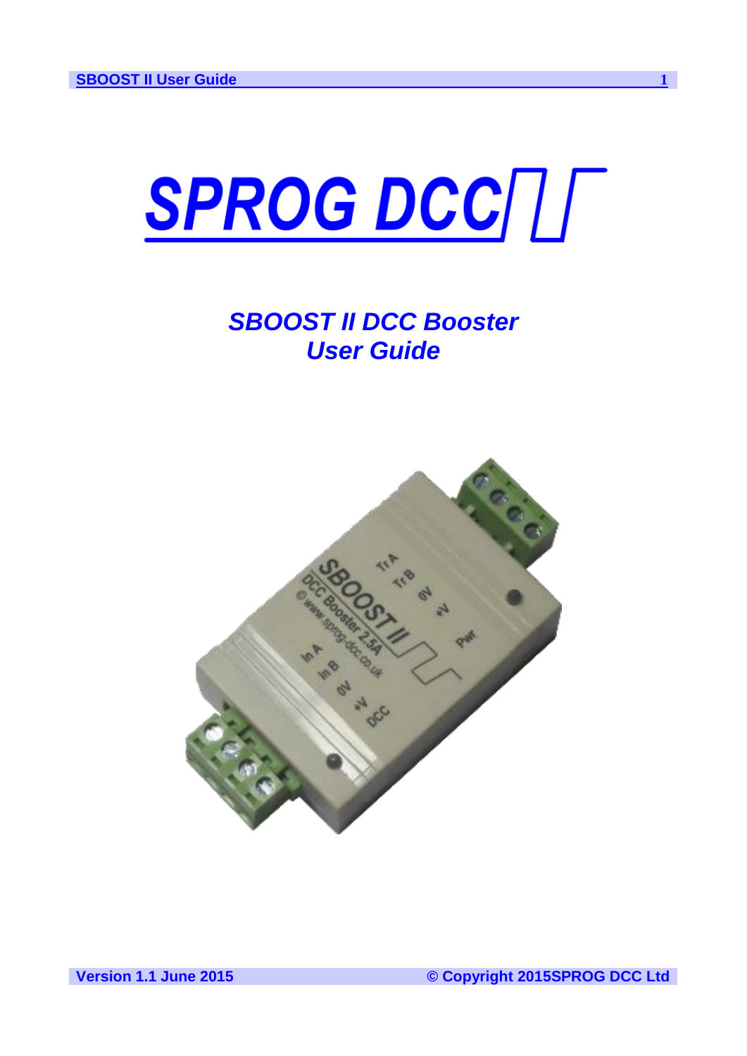# SPROG DCC

## *SBOOST II DCC Booster User Guide*

Version 1.1 June 2015

© Copyright 2015SPROG DCC Ltd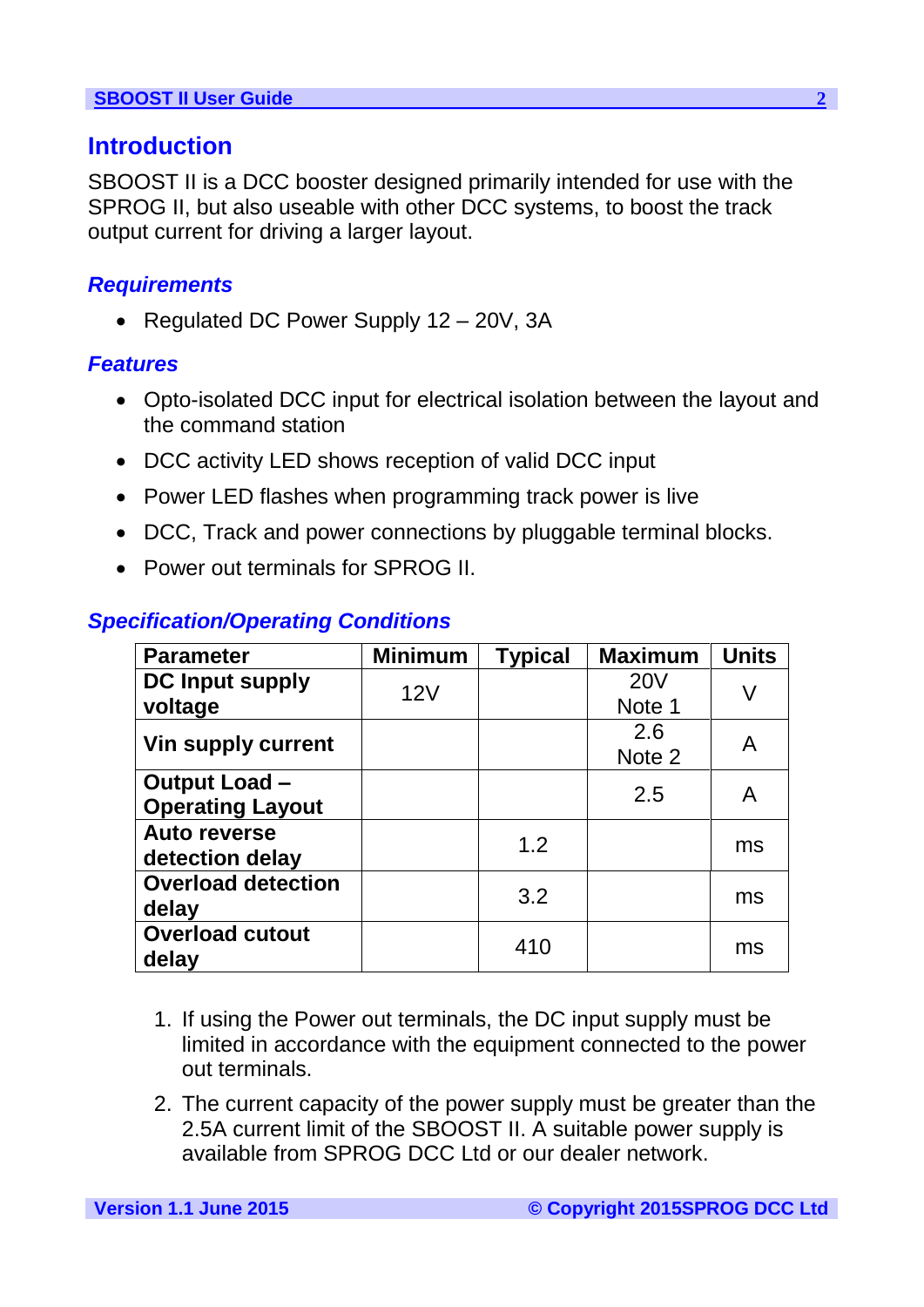## Introduction

SBOOST II is a DCC booster designed primarily intended for use with the SPROG II, but also useable with other DCC systems, to boost the track output current for driving a larger layout.

### *Requirements*

- Regulated DC Power Supply 12 – 20V, 3A

### *Features*

- Opto-isolated DCC input for electrical isolation between the layout and the command station
- DCC activity LED shows reception of valid DCC input
- Power LED flashes when programming track power is live
- DCC, Track and power connections by pluggable terminal blocks.
- Power out terminals for SPROG II.

### *Specification/Operating Conditions*

| Parameter | Minimum | Typical | Maximum | Units |
|---|---|---|---|---|
| **DC Input supply voltage** | 12V | | 20V Note 1 | V |
| **Vin supply current** | | | 2.6 Note 2 | A |
| **Output Load – Operating Layout** | | | 2.5 | A |
| **Auto reverse detection delay** | | 1.2 | | ms |
| **Overload detection delay** | | 3.2 | | ms |
| **Overload cutout delay** | | 410 | | ms |

1. If using the Power out terminals, the DC input supply must be limited in accordance with the equipment connected to the power out terminals.
2. The current capacity of the power supply must be greater than the 2.5A current limit of the SBOOST II. A suitable power supply is available from SPROG DCC Ltd or our dealer network.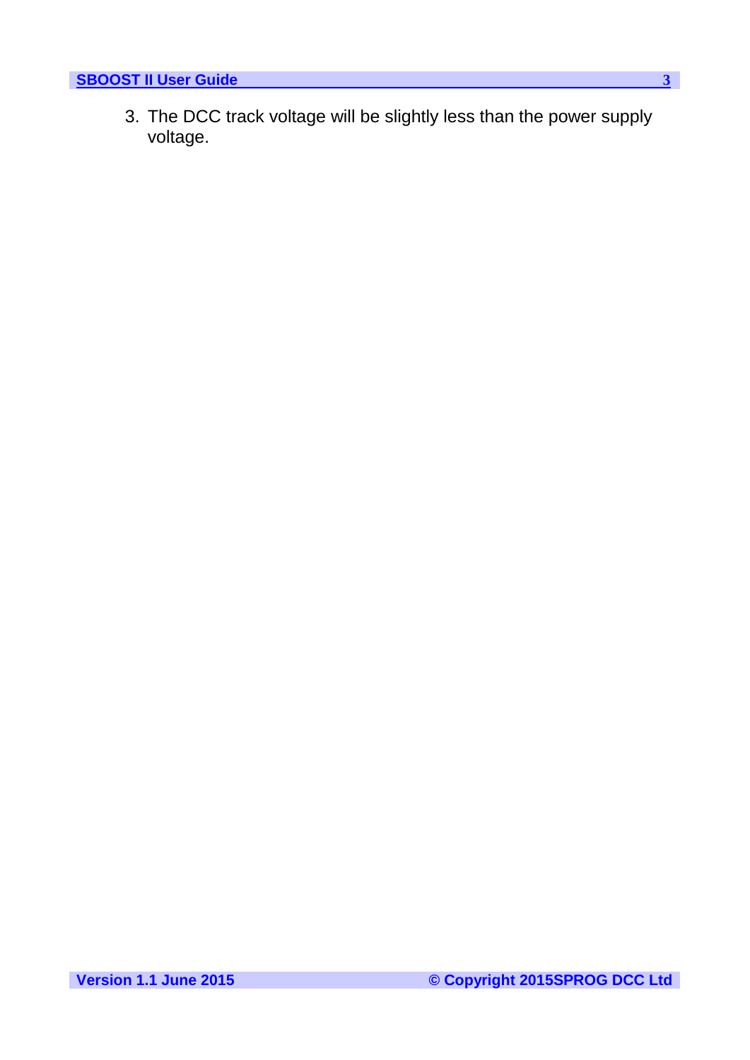3. The DCC track voltage will be slightly less than the power supply voltage.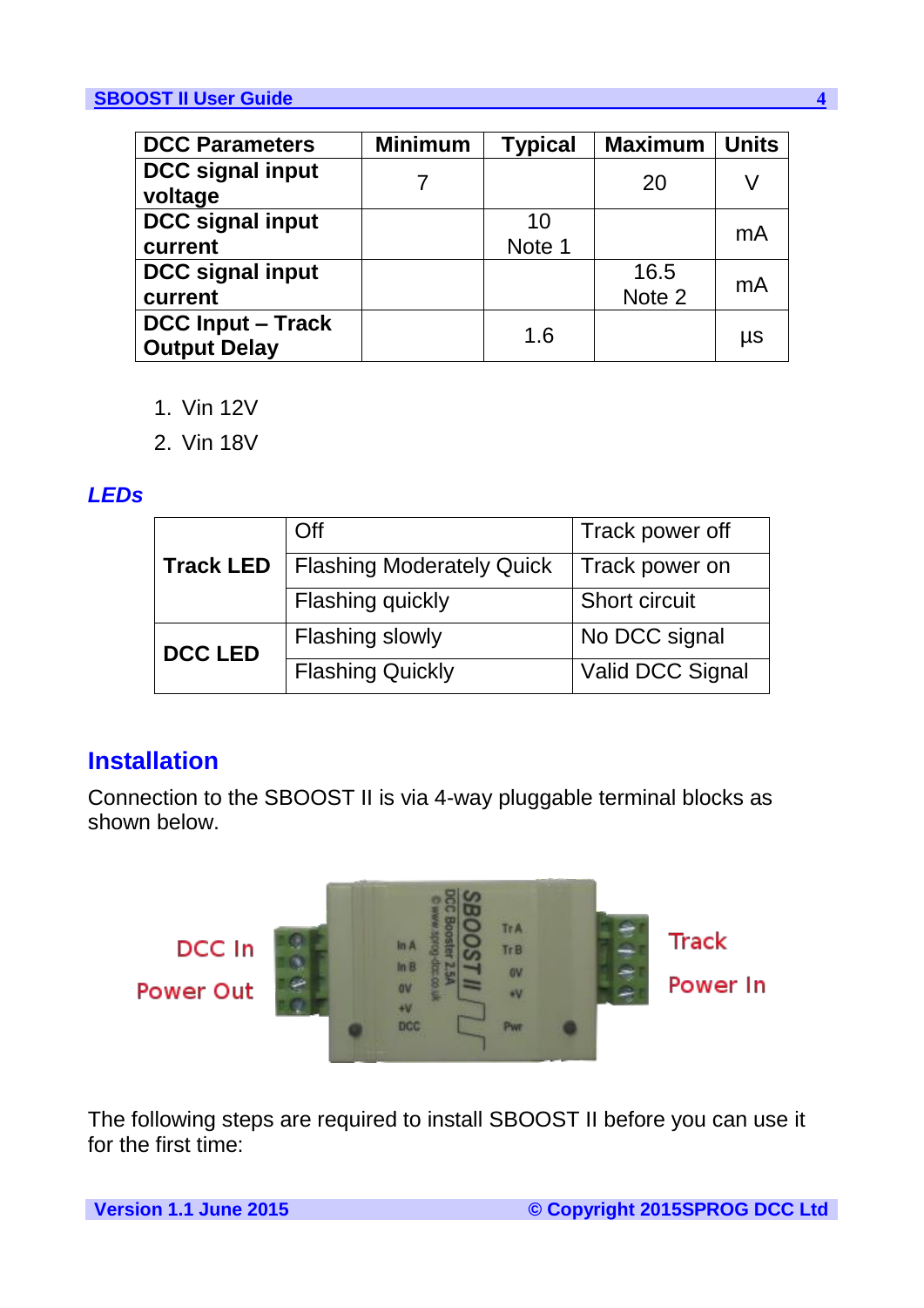| DCC Parameters | Minimum | Typical | Maximum | Units |
|---|---|---|---|---|
| DCC signal input voltage | 7 | | 20 | V |
| DCC signal input current | | 10 Note 1 | | mA |
| DCC signal input current | | | 16.5 Note 2 | mA |
| DCC Input – Track Output Delay | | 1.6 | | µs |

1. Vin 12V
2. Vin 18V

### *LEDs*

| | | |
|---|---|---|
| **Track LED** | Off | Track power off |
| | Flashing Moderately Quick | Track power on |
| | Flashing quickly | Short circuit |
| **DCC LED** | Flashing slowly | No DCC signal |
| | Flashing Quickly | Valid DCC Signal |

## Installation

Connection to the SBOOST II is via 4-way pluggable terminal blocks as shown below.

The following steps are required to install SBOOST II before you can use it for the first time: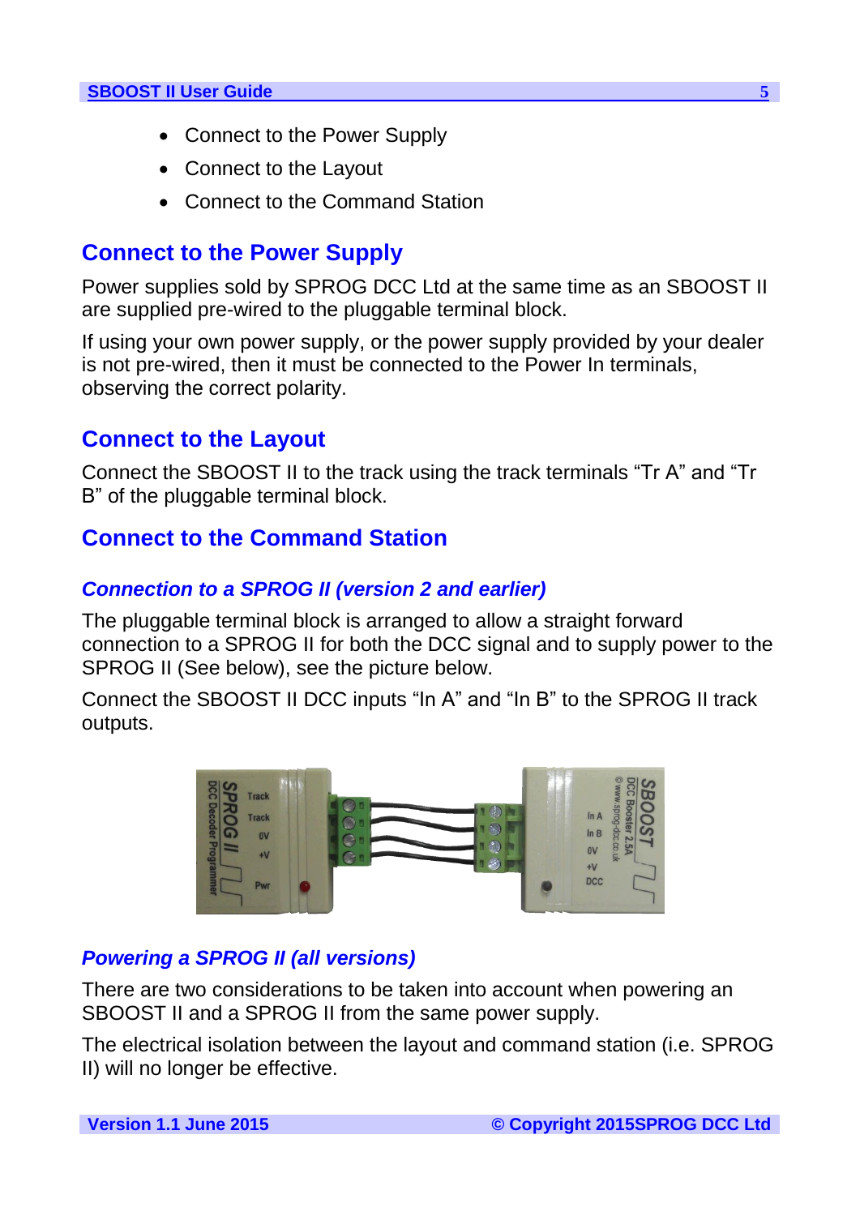- Connect to the Power Supply
- Connect to the Layout
- Connect to the Command Station

## Connect to the Power Supply

Power supplies sold by SPROG DCC Ltd at the same time as an SBOOST II are supplied pre-wired to the pluggable terminal block.

If using your own power supply, or the power supply provided by your dealer is not pre-wired, then it must be connected to the Power In terminals, observing the correct polarity.

## Connect to the Layout

Connect the SBOOST II to the track using the track terminals “Tr A” and “Tr B” of the pluggable terminal block.

## Connect to the Command Station

### *Connection to a SPROG II (version 2 and earlier)*

The pluggable terminal block is arranged to allow a straight forward connection to a SPROG II for both the DCC signal and to supply power to the SPROG II (See below), see the picture below.

Connect the SBOOST II DCC inputs “In A” and “In B” to the SPROG II track outputs.

### *Powering a SPROG II (all versions)*

There are two considerations to be taken into account when powering an SBOOST II and a SPROG II from the same power supply.

The electrical isolation between the layout and command station (i.e. SPROG II) will no longer be effective.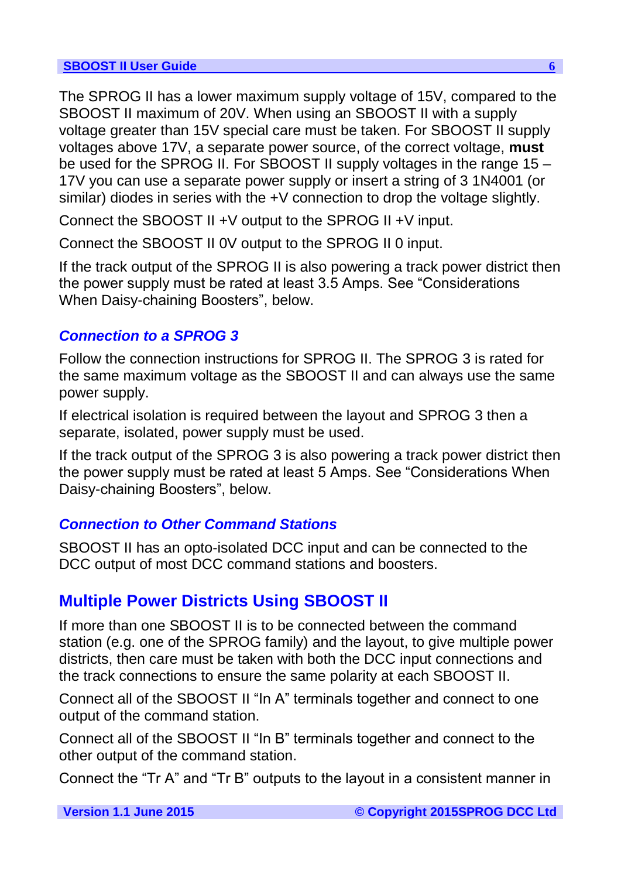The SPROG II has a lower maximum supply voltage of 15V, compared to the SBOOST II maximum of 20V. When using an SBOOST II with a supply voltage greater than 15V special care must be taken. For SBOOST II supply voltages above 17V, a separate power source, of the correct voltage, **must** be used for the SPROG II. For SBOOST II supply voltages in the range 15 – 17V you can use a separate power supply or insert a string of 3 1N4001 (or similar) diodes in series with the +V connection to drop the voltage slightly.

Connect the SBOOST II +V output to the SPROG II +V input.

Connect the SBOOST II 0V output to the SPROG II 0 input.

If the track output of the SPROG II is also powering a track power district then the power supply must be rated at least 3.5 Amps. See “Considerations When Daisy-chaining Boosters”, below.

### *Connection to a SPROG 3*

Follow the connection instructions for SPROG II. The SPROG 3 is rated for the same maximum voltage as the SBOOST II and can always use the same power supply.

If electrical isolation is required between the layout and SPROG 3 then a separate, isolated, power supply must be used.

If the track output of the SPROG 3 is also powering a track power district then the power supply must be rated at least 5 Amps. See “Considerations When Daisy-chaining Boosters”, below.

### *Connection to Other Command Stations*

SBOOST II has an opto-isolated DCC input and can be connected to the DCC output of most DCC command stations and boosters.

## Multiple Power Districts Using SBOOST II

If more than one SBOOST II is to be connected between the command station (e.g. one of the SPROG family) and the layout, to give multiple power districts, then care must be taken with both the DCC input connections and the track connections to ensure the same polarity at each SBOOST II.

Connect all of the SBOOST II “In A” terminals together and connect to one output of the command station.

Connect all of the SBOOST II “In B” terminals together and connect to the other output of the command station.

Connect the “Tr A” and “Tr B” outputs to the layout in a consistent manner in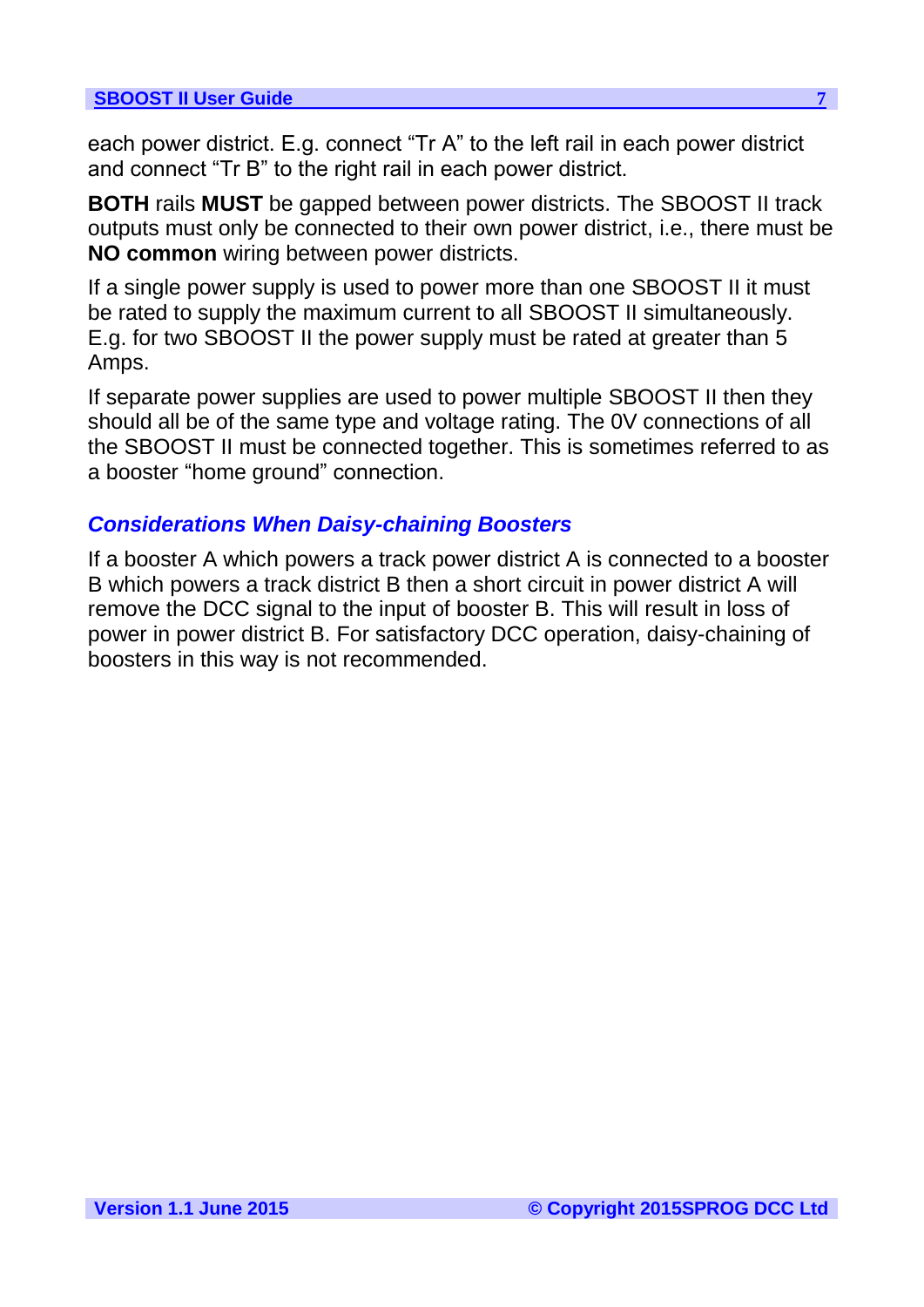each power district. E.g. connect “Tr A” to the left rail in each power district and connect “Tr B” to the right rail in each power district.

**BOTH** rails **MUST** be gapped between power districts. The SBOOST II track outputs must only be connected to their own power district, i.e., there must be **NO common** wiring between power districts.

If a single power supply is used to power more than one SBOOST II it must be rated to supply the maximum current to all SBOOST II simultaneously. E.g. for two SBOOST II the power supply must be rated at greater than 5 Amps.

If separate power supplies are used to power multiple SBOOST II then they should all be of the same type and voltage rating. The 0V connections of all the SBOOST II must be connected together. This is sometimes referred to as a booster “home ground” connection.

### *Considerations When Daisy-chaining Boosters*

If a booster A which powers a track power district A is connected to a booster B which powers a track district B then a short circuit in power district A will remove the DCC signal to the input of booster B. This will result in loss of power in power district B. For satisfactory DCC operation, daisy-chaining of boosters in this way is not recommended.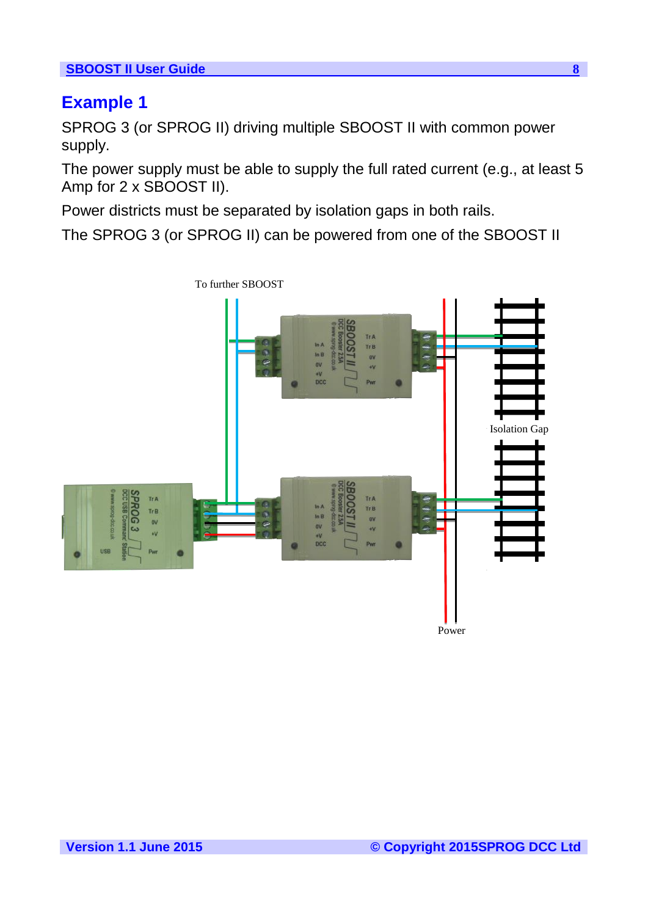## Example 1

SPROG 3 (or SPROG II) driving multiple SBOOST II with common power supply.

The power supply must be able to supply the full rated current (e.g., at least 5 Amp for 2 x SBOOST II).

Power districts must be separated by isolation gaps in both rails.

The SPROG 3 (or SPROG II) can be powered from one of the SBOOST II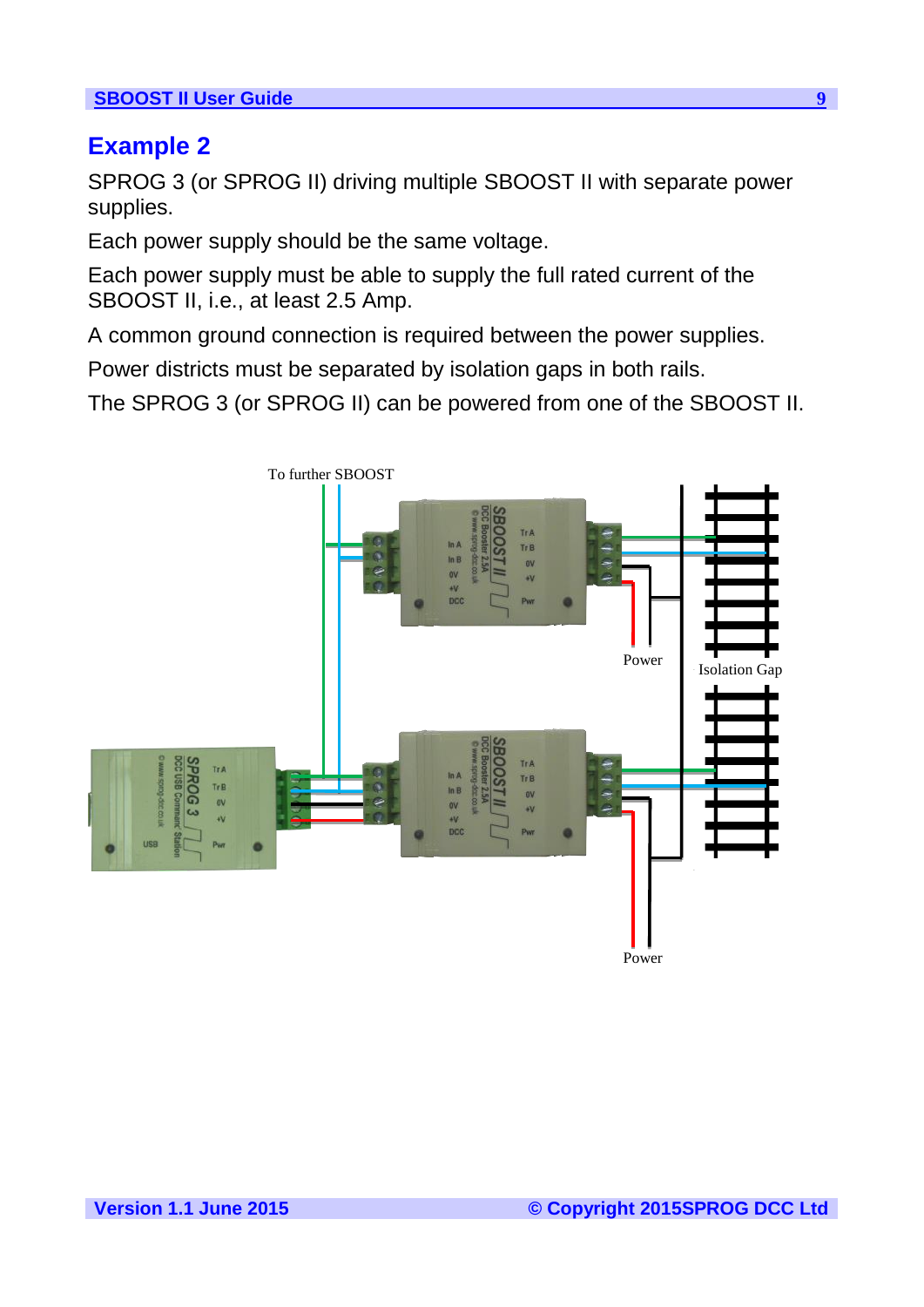## Example 2

SPROG 3 (or SPROG II) driving multiple SBOOST II with separate power supplies.

Each power supply should be the same voltage.

Each power supply must be able to supply the full rated current of the SBOOST II, i.e., at least 2.5 Amp.

A common ground connection is required between the power supplies.

Power districts must be separated by isolation gaps in both rails.

The SPROG 3 (or SPROG II) can be powered from one of the SBOOST II.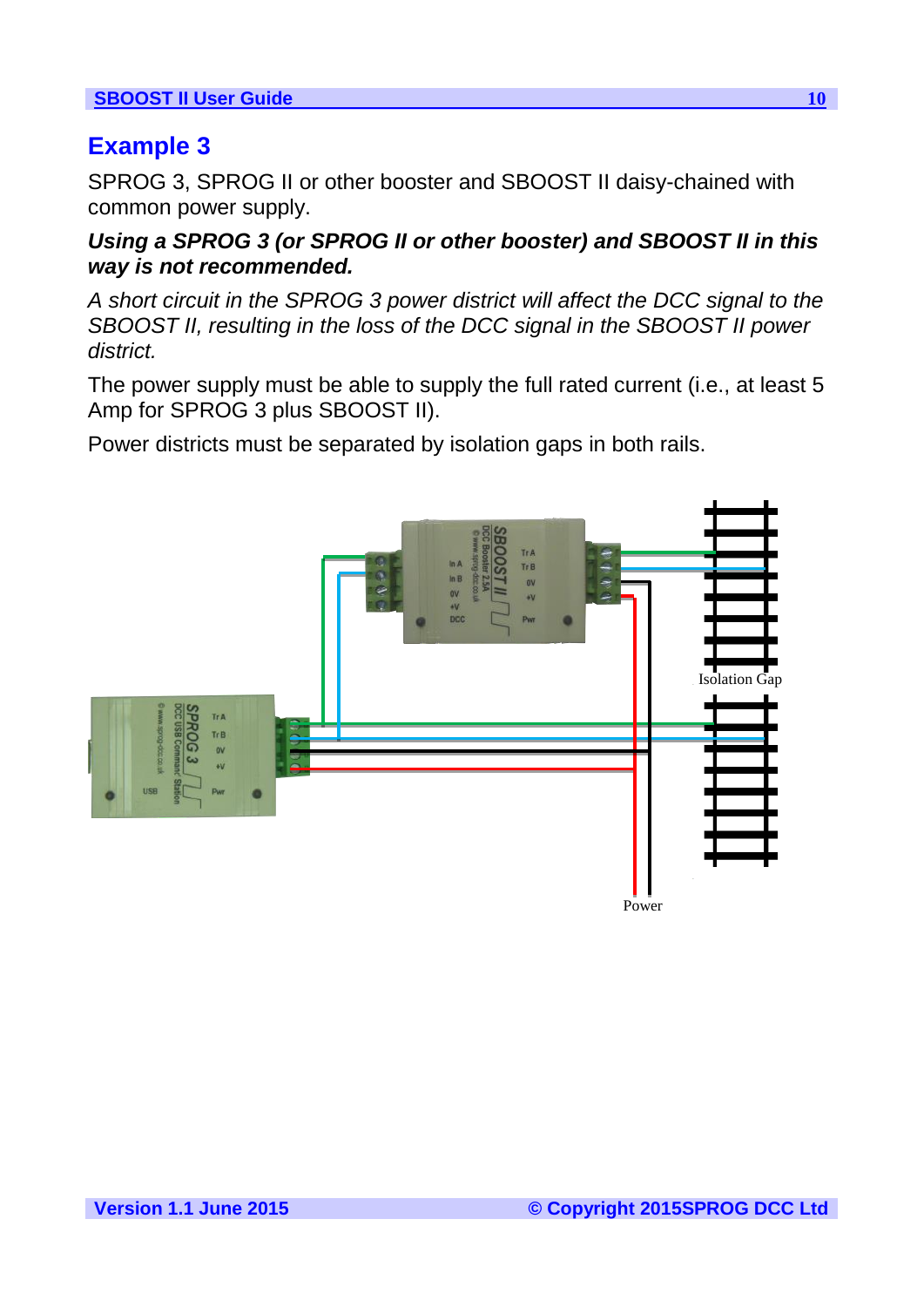# Example 3

SPROG 3, SPROG II or other booster and SBOOST II daisy-chained with common power supply.

***Using a SPROG 3 (or SPROG II or other booster) and SBOOST II in this way is not recommended.***

*A short circuit in the SPROG 3 power district will affect the DCC signal to the SBOOST II, resulting in the loss of the DCC signal in the SBOOST II power district.*

The power supply must be able to supply the full rated current (i.e., at least 5 Amp for SPROG 3 plus SBOOST II).

Power districts must be separated by isolation gaps in both rails.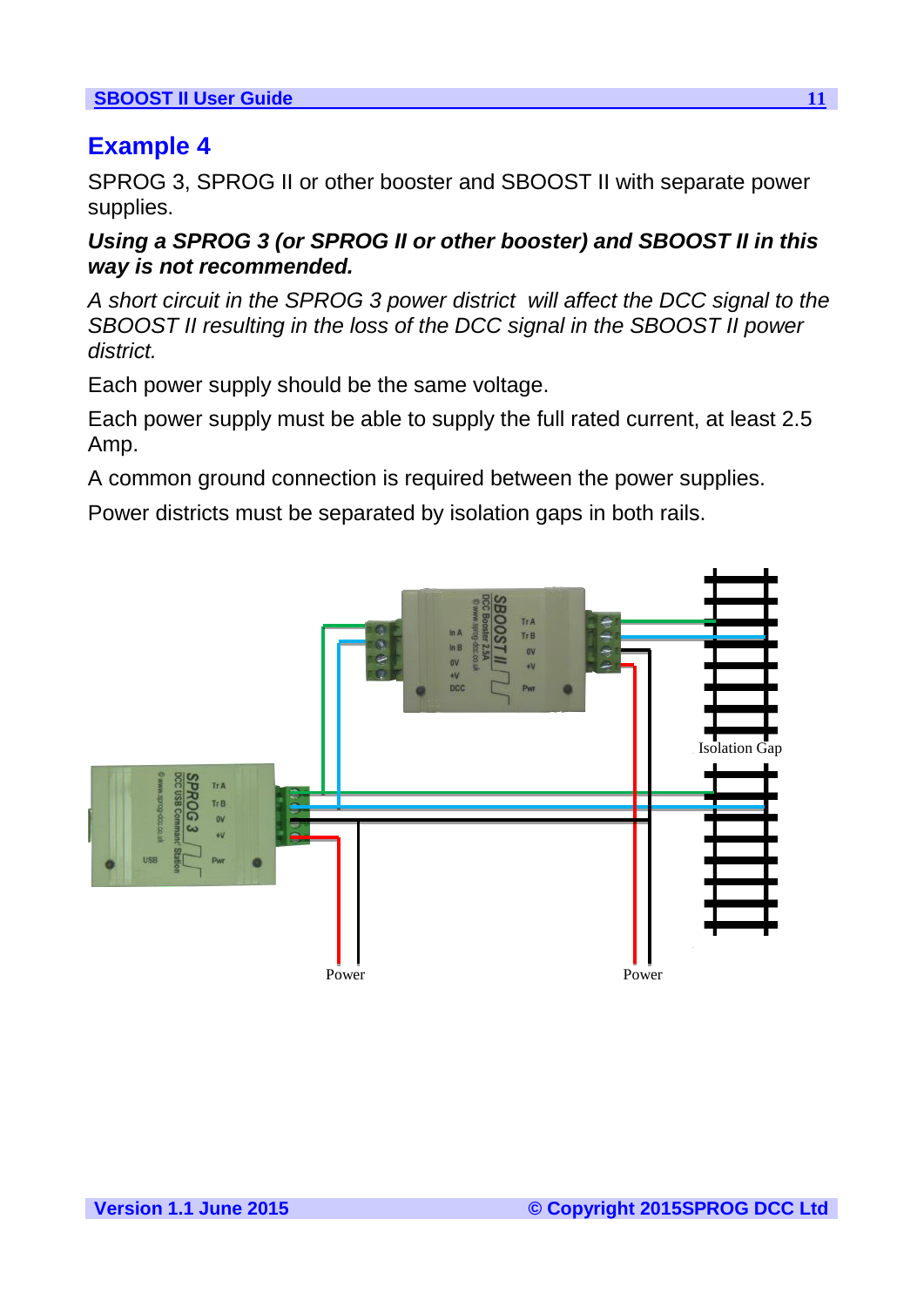## Example 4

SPROG 3, SPROG II or other booster and SBOOST II with separate power supplies.

***Using a SPROG 3 (or SPROG II or other booster) and SBOOST II in this way is not recommended.***

*A short circuit in the SPROG 3 power district will affect the DCC signal to the SBOOST II resulting in the loss of the DCC signal in the SBOOST II power district.*

Each power supply should be the same voltage.

Each power supply must be able to supply the full rated current, at least 2.5 Amp.

A common ground connection is required between the power supplies.

Power districts must be separated by isolation gaps in both rails.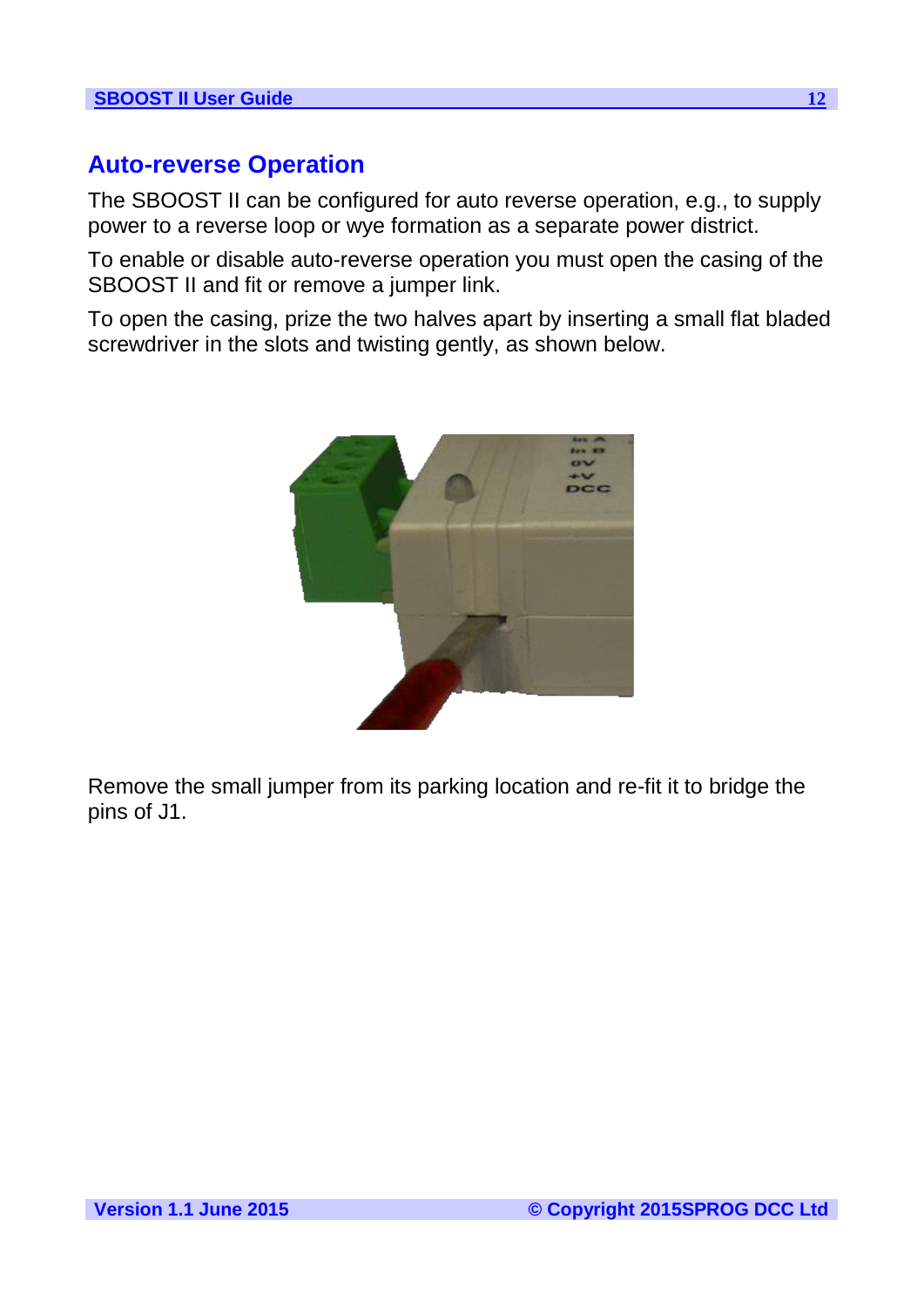## Auto-reverse Operation

The SBOOST II can be configured for auto reverse operation, e.g., to supply power to a reverse loop or wye formation as a separate power district.

To enable or disable auto-reverse operation you must open the casing of the SBOOST II and fit or remove a jumper link.

To open the casing, prize the two halves apart by inserting a small flat bladed screwdriver in the slots and twisting gently, as shown below.

Remove the small jumper from its parking location and re-fit it to bridge the pins of J1.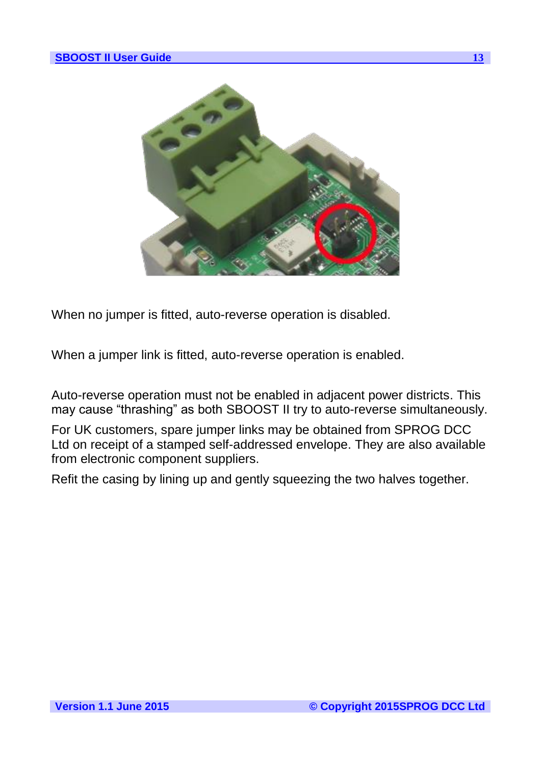When no jumper is fitted, auto-reverse operation is disabled.

When a jumper link is fitted, auto-reverse operation is enabled.

Auto-reverse operation must not be enabled in adjacent power districts. This may cause “thrashing” as both SBOOST II try to auto-reverse simultaneously.

For UK customers, spare jumper links may be obtained from SPROG DCC Ltd on receipt of a stamped self-addressed envelope. They are also available from electronic component suppliers.

Refit the casing by lining up and gently squeezing the two halves together.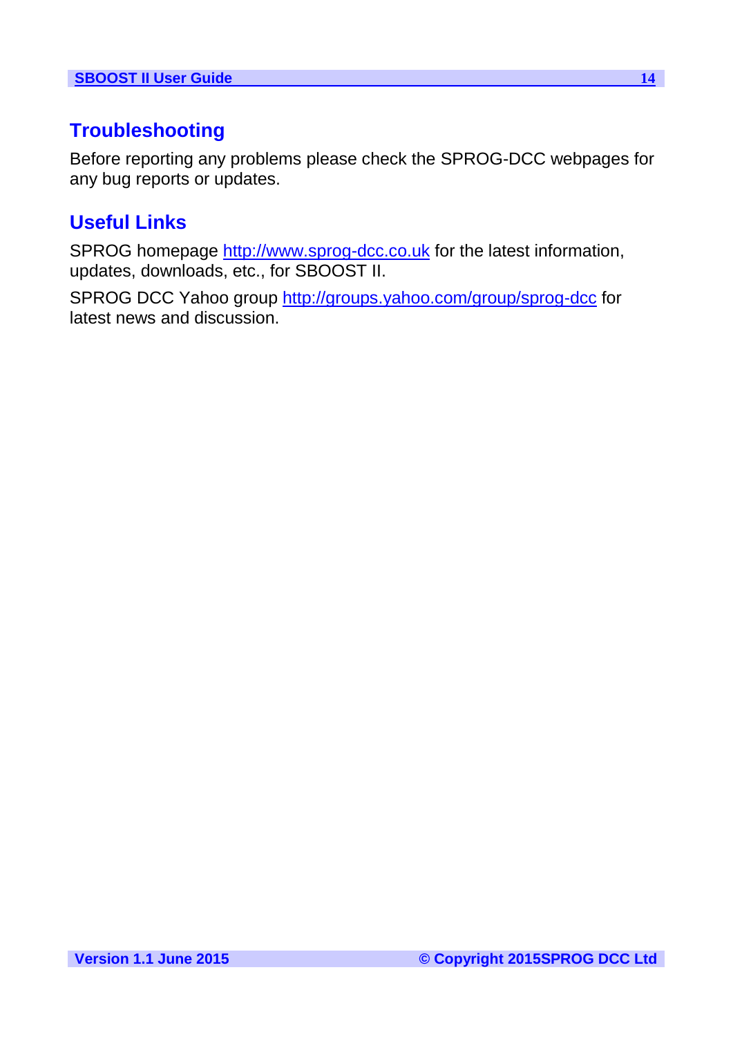## Troubleshooting

Before reporting any problems please check the SPROG-DCC webpages for any bug reports or updates.

## Useful Links

SPROG homepage http://www.sprog-dcc.co.uk for the latest information, updates, downloads, etc., for SBOOST II.

SPROG DCC Yahoo group http://groups.yahoo.com/group/sprog-dcc for latest news and discussion.